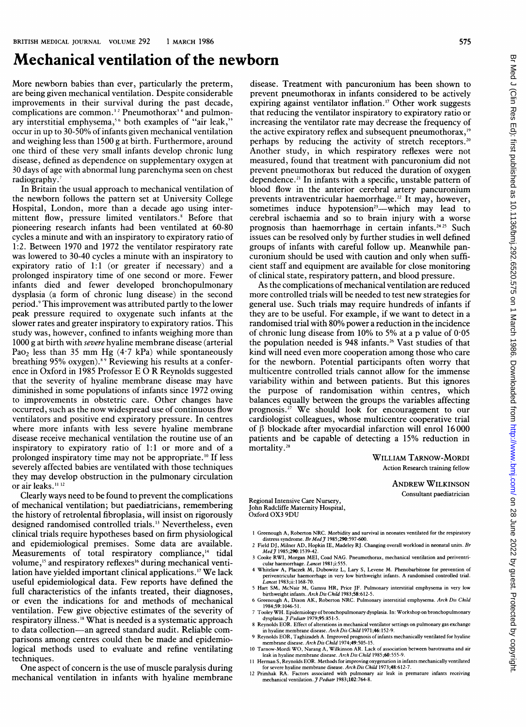# Mechanical ventilation of the newborn

More newborn babies than ever, particularly the preterm, are being given mechanical ventilation. Despite considerable improvements in their survival during the past decade, complications are common.[1,2] Pneumothorax[3,4] and pulmonary interstitial emphysema,[5,6] both examples of "air leak," occur in up to 30-50% of infants given mechanical ventilation and weighing less than 1500 g at birth. Furthermore, around one third of these very small infants develop chronic lung disease, defined as dependence on supplementary oxygen at 30 days of age with abnormal lung parenchyma seen on chest radiography.[7]

In Britain the usual approach to mechanical ventilation of the newborn follows the pattern set at University College Hospital, London, more than a decade ago using intermittent flow, pressure limited ventilators.[8] Before that pioneering research infants had been ventilated at 60-80 cycles a minute and with an inspiratory to expiratory ratio of 1:2. Between 1970 and 1972 the ventilator respiratory rate was lowered to 30-40 cycles a minute with an inspiratory to expiratory ratio of 1:1 (or greater if necessary) and a prolonged inspiratory time of one second or more. Fewer infants died and fewer developed bronchopulmonary dysplasia (a form of chronic lung disease) in the second period.[9] This improvement was attributed partly to the lower peak pressure required to oxygenate such infants at the slower rates and greater inspiratory to expiratory ratios. This study was, however, confined to infants weighing more than 1000 g at birth with *severe* hyaline membrane disease (arterial $Pao_2$ less than 35 mm Hg (4·7 kPa) while spontaneously breathing 95% oxygen).[8,9] Reviewing his results at a conference in Oxford in 1985 Professor E O R Reynolds suggested that the severity of hyaline membrane disease may have diminished in some populations of infants since 1972 owing to improvements in obstetric care. Other changes have occurred, such as the now widespread use of continuous flow ventilators and positive end expiratory pressure. In centres where more infants with less severe hyaline membrane disease receive mechanical ventilation the routine use of an inspiratory to expiratory ratio of 1:1 or more and of a prolonged inspiratory time may not be appropriate.[10] If less severely affected babies are ventilated with those techniques they may develop obstruction in the pulmonary circulation or air leaks.[11,12]

Clearly ways need to be found to prevent the complications of mechanical ventilation; but paediatricians, remembering the history of retrolental fibroplasia, will insist on rigorously designed randomised controlled trials.[13] Nevertheless, even clinical trials require hypotheses based on firm physiological and epidemiological premises. Some data are available. Measurements of total respiratory compliance,[14] tidal volume,[15] and respiratory reflexes[16] during mechanical ventilation have yielded important clinical applications.[17] We lack useful epidemiological data. Few reports have defined the full characteristics of the infants treated, their diagnoses, or even the indications for and methods of mechanical ventilation. Few give objective estimates of the severity of respiratory illness.[18] What is needed is a systematic approach to data collection—an agreed standard audit. Reliable comparisons among centres could then be made and epidemiological methods used to evaluate and refine ventilating techniques.

One aspect of concern is the use of muscle paralysis during mechanical ventilation in infants with hyaline membrane disease. Treatment with pancuronium has been shown to prevent pneumothorax in infants considered to be actively expiring against ventilator inflation.[17] Other work suggests that reducing the ventilator inspiratory to expiratory ratio or increasing the ventilator rate may decrease the frequency of the active expiratory reflex and subsequent pneumothorax,[19] perhaps by reducing the activity of stretch receptors.[20] Another study, in which respiratory reflexes were not measured, found that treatment with pancuronium did not prevent pneumothorax but reduced the duration of oxygen dependence.[21] In infants with a specific, unstable pattern of blood flow in the anterior cerebral artery pancuronium prevents intraventricular haemorrhage.[22] It may, however, sometimes induce hypotension[23]—which may lead to cerebral ischaemia and so to brain injury with a worse prognosis than haemorrhage in certain infants.[24,25] Such issues can be resolved only by further studies in well defined groups of infants with careful follow up. Meanwhile pancuronium should be used with caution and only when sufficient staff and equipment are available for close monitoring of clinical state, respiratory pattern, and blood pressure.

As the complications of mechanical ventilation are reduced more controlled trials will be needed to test new strategies for general use. Such trials may require hundreds of infants if they are to be useful. For example, if we want to detect in a randomised trial with 80% power a reduction in the incidence of chronic lung disease from 10% to 5% at a p value of 0·05 the population needed is 948 infants.[26] Vast studies of that kind will need even more cooperation among those who care for the newborn. Potential participants often worry that multicentre controlled trials cannot allow for the immense variability within and between patients. But this ignores the purpose of randomisation within centres, which balances equally between the groups the variables affecting prognosis.[27] We should look for encouragement to our cardiologist colleagues, whose multicentre cooperative trial of β blockade after myocardial infarction will enrol 16 000 patients and be capable of detecting a 15% reduction in mortality.[28]

WILLIAM TARNOW-MORDI
Action Research training fellow

ANDREW WILKINSON
Consultant paediatrician

Regional Intensive Care Nursery,
John Radcliffe Maternity Hospital,
Oxford OX3 9DU

1 Greenough A, Roberton NRC. Morbidity and survival in neonates ventilated for the respiratory distress syndrome. *Br Med J* 1985;290:597-600.
2 Field DJ, Milner AD, Hopkin IE, Madeley RJ. Changing overall workload in neonatal units. *Br Med J* 1985;290:1539-42.
3 Cooke RWI, Morgan MEI, Coad NAG. Pneumothorax, mechanical ventilation and periventricular haemorrhage. *Lancet* 1981;i:555.
4 Whitelaw A, Placzek M, Dubowitz L, Lary S, Levene M. Phenobarbitone for prevention of periventricular haemorrhage in very low birthweight infants. A randomised controlled trial. *Lancet* 1983;ii:1168-70.
5 Hart SM, McNair M, Gamsu HR, Price JF. Pulmonary interstitial emphysema in very low birthweight infants. *Arch Dis Child* 1983;58:612-5.
6 Greenough A, Dixon AK, Roberton NRC. Pulmonary interstitial emphysema. *Arch Dis Child* 1984;59:1046-51.
7 Tooley WH. Epidemiology of bronchopulmonary dysplasia. In: Workshop on bronchopulmonary dysplasia. *J Pediatr* 1979;95:851-5.
8 Reynolds EOR. Effect of alterations in mechanical ventilator settings on pulmonary gas exchange in hyaline membrane disease. *Arch Dis Child* 1971;46:152-9.
9 Reynolds EOR, Taghizadeh A. Improved prognosis of infants mechanically ventilated for hyaline membrane disease. *Arch Dis Child* 1974;49:505-15.
10 Tarnow-Mordi WO, Narang A, Wilkinson AR. Lack of association between barotrauma and air leak in hyaline membrane disease. *Arch Dis Child* 1985;60:555-9.
11 Herman S, Reynolds EOR. Methods for improving oxygenation in infants mechanically ventilated for severe hyaline membrane disease. *Arch Dis Child* 1973;48:612-7.
12 Primhak RA. Factors associated with pulmonary air leak in premature infants receiving mechanical ventilation. *J Pediatr* 1983;102:764-8.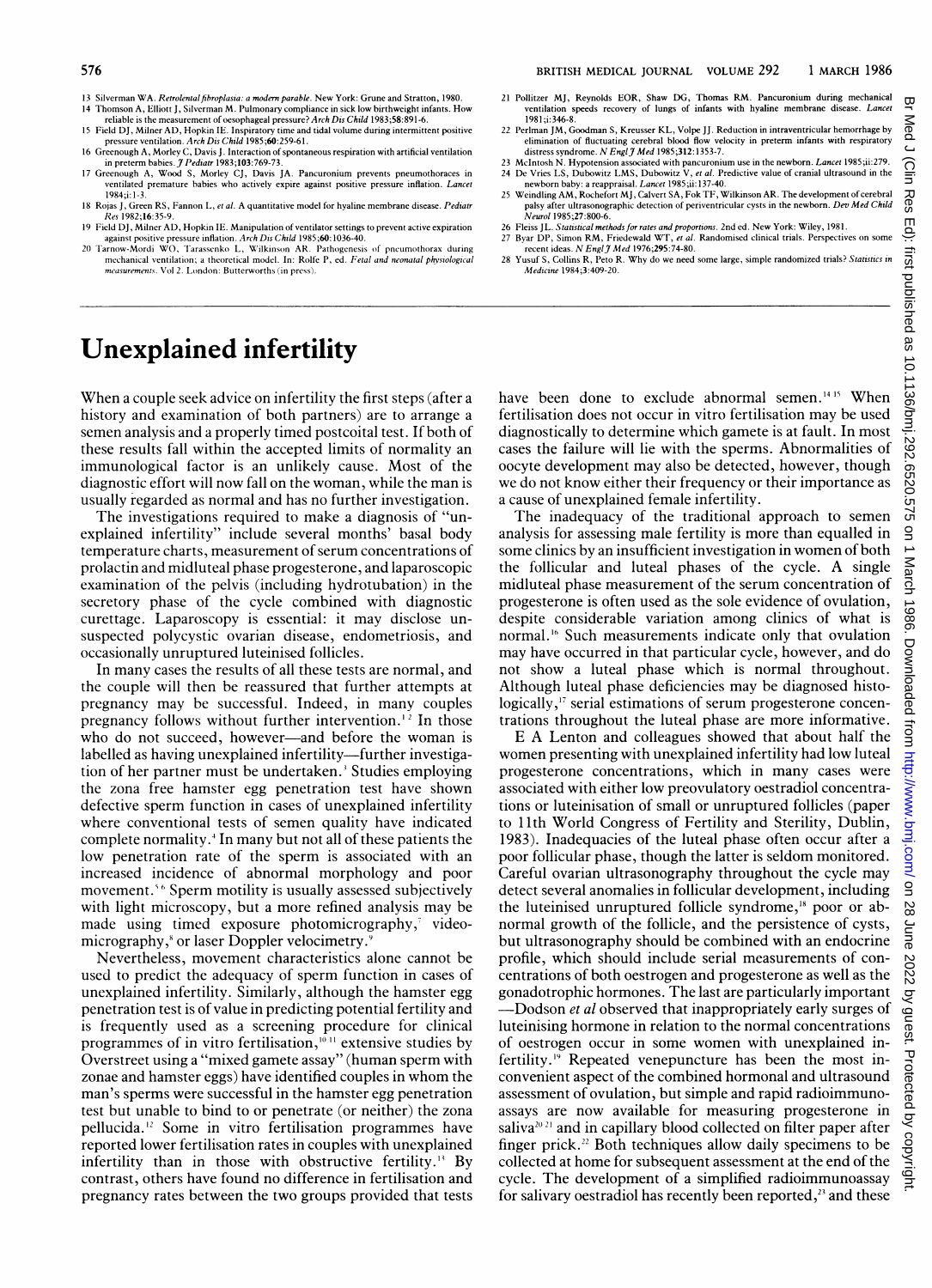13 Silverman WA. *Retrolental fibroplasia: a modern parable*. New York: Grune and Stratton, 1980.
14 Thomson A, Elliott J, Silverman M. Pulmonary compliance in sick low birthweight infants. How reliable is the measurement of oesophageal pressure? *Arch Dis Child* 1983;58:891-6.
15 Field DJ, Milner AD, Hopkin IE. Inspiratory time and tidal volume during intermittent positive pressure ventilation. *Arch Dis Child* 1985;60:259-61.
16 Greenough A, Morley C, Davis J. Interaction of spontaneous respiration with artificial ventilation in preterm babies. *J Pediatr* 1983;103:769-73.
17 Greenough A, Wood S, Morley CJ, Davis JA. Pancuronium prevents pneumothoraces in ventilated premature babies who actively expire against positive pressure inflation. *Lancet* 1984;i:1-3.
18 Rojas J, Green RS, Fannon L, *et al*. A quantitative model for hyaline membrane disease. *Pediatr Res* 1982;16:35-9.
19 Field DJ, Milner AD, Hopkin IE. Manipulation of ventilator settings to prevent active expiration against positive pressure inflation. *Arch Dis Child* 1985;60:1036-40.
20 Tarnow-Mordi WO, Tarassenko L, Wilkinson AR. Pathogenesis of pneumothorax during mechanical ventilation; a theoretical model. In: Rolfe P, ed. *Fetal and neonatal physiological measurements*. Vol 2. London: Butterworths (in press).
21 Pollitzer MJ, Reynolds EOR, Shaw DG, Thomas RM. Pancuronium during mechanical ventilation speeds recovery of lungs of infants with hyaline membrane disease. *Lancet* 1981;i:346-8.
22 Perlman JM, Goodman S, Kreusser KL, Volpe JJ. Reduction in intraventricular hemorrhage by elimination of fluctuating cerebral blood flow velocity in preterm infants with respiratory distress syndrome. *N Engl J Med* 1985;312:1353-7.
23 McIntosh N. Hypotension associated with pancuronium use in the newborn. *Lancet* 1985;ii:279.
24 De Vries LS, Dubowitz LMS, Dubowitz V, *et al*. Predictive value of cranial ultrasound in the newborn baby: a reappraisal. *Lancet* 1985;ii:137-40.
25 Weindling AM, Rochefort MJ, Calvert SA, Fok TF, Wilkinson AR. The development of cerebral palsy after ultrasonographic detection of periventricular cysts in the newborn. *Dev Med Child Neurol* 1985;27:800-6.
26 Fleiss JL. *Statistical methods for rates and proportions*. 2nd ed. New York: Wiley, 1981.
27 Byar DP, Simon RM, Friedewald WT, *et al*. Randomised clinical trials. Perspectives on some recent ideas. *N Engl J Med* 1976;295:74-80.
28 Yusuf S, Collins R, Peto R. Why do we need some large, simple randomized trials? *Statistics in Medicine* 1984;3:409-20.

# Unexplained infertility

When a couple seek advice on infertility the first steps (after a history and examination of both partners) are to arrange a semen analysis and a properly timed postcoital test. If both of these results fall within the accepted limits of normality an immunological factor is an unlikely cause. Most of the diagnostic effort will now fall on the woman, while the man is usually regarded as normal and has no further investigation.

The investigations required to make a diagnosis of "unexplained infertility" include several months' basal body temperature charts, measurement of serum concentrations of prolactin and midluteal phase progesterone, and laparoscopic examination of the pelvis (including hydrotubation) in the secretory phase of the cycle combined with diagnostic curettage. Laparoscopy is essential: it may disclose unsuspected polycystic ovarian disease, endometriosis, and occasionally unruptured luteinised follicles.

In many cases the results of all these tests are normal, and the couple will then be reassured that further attempts at pregnancy may be successful. Indeed, in many couples pregnancy follows without further intervention.[1 2] In those who do not succeed, however—and before the woman is labelled as having unexplained infertility—further investigation of her partner must be undertaken.[3] Studies employing the zona free hamster egg penetration test have shown defective sperm function in cases of unexplained infertility where conventional tests of semen quality have indicated complete normality.[4] In many but not all of these patients the low penetration rate of the sperm is associated with an increased incidence of abnormal morphology and poor movement.[5 6] Sperm motility is usually assessed subjectively with light microscopy, but a more refined analysis may be made using timed exposure photomicrography,[7] videomicrography,[8] or laser Doppler velocimetry.[9]

Nevertheless, movement characteristics alone cannot be used to predict the adequacy of sperm function in cases of unexplained infertility. Similarly, although the hamster egg penetration test is of value in predicting potential fertility and is frequently used as a screening procedure for clinical programmes of in vitro fertilisation,[10 11] extensive studies by Overstreet using a "mixed gamete assay" (human sperm with zonae and hamster eggs) have identified couples in whom the man's sperms were successful in the hamster egg penetration test but unable to bind to or penetrate (or neither) the zona pellucida.[12] Some in vitro fertilisation programmes have reported lower fertilisation rates in couples with unexplained infertility than in those with obstructive fertility.[13] By contrast, others have found no difference in fertilisation and pregnancy rates between the two groups provided that tests have been done to exclude abnormal semen.[14 15] When fertilisation does not occur in vitro fertilisation may be used diagnostically to determine which gamete is at fault. In most cases the failure will lie with the sperms. Abnormalities of oocyte development may also be detected, however, though we do not know either their frequency or their importance as a cause of unexplained female infertility.

The inadequacy of the traditional approach to semen analysis for assessing male fertility is more than equalled in some clinics by an insufficient investigation in women of both the follicular and luteal phases of the cycle. A single midluteal phase measurement of the serum concentration of progesterone is often used as the sole evidence of ovulation, despite considerable variation among clinics of what is normal.[16] Such measurements indicate only that ovulation may have occurred in that particular cycle, however, and do not show a luteal phase which is normal throughout. Although luteal phase deficiencies may be diagnosed histologically,[17] serial estimations of serum progesterone concentrations throughout the luteal phase are more informative.

E A Lenton and colleagues showed that about half the women presenting with unexplained infertility had low luteal progesterone concentrations, which in many cases were associated with either low preovulatory oestradiol concentrations or luteinisation of small or unruptured follicles (paper to 11th World Congress of Fertility and Sterility, Dublin, 1983). Inadequacies of the luteal phase often occur after a poor follicular phase, though the latter is seldom monitored. Careful ovarian ultrasonography throughout the cycle may detect several anomalies in follicular development, including the luteinised unruptured follicle syndrome,[18] poor or abnormal growth of the follicle, and the persistence of cysts, but ultrasonography should be combined with an endocrine profile, which should include serial measurements of concentrations of both oestrogen and progesterone as well as the gonadotrophic hormones. The last are particularly important —Dodson *et al* observed that inappropriately early surges of luteinising hormone in relation to the normal concentrations of oestrogen occur in some women with unexplained infertility.[19] Repeated venepuncture has been the most inconvenient aspect of the combined hormonal and ultrasound assessment of ovulation, but simple and rapid radioimmunoassays are now available for measuring progesterone in saliva[20 21] and in capillary blood collected on filter paper after finger prick.[22] Both techniques allow daily specimens to be collected at home for subsequent assessment at the end of the cycle. The development of a simplified radioimmunoassay for salivary oestradiol has recently been reported,[23] and these